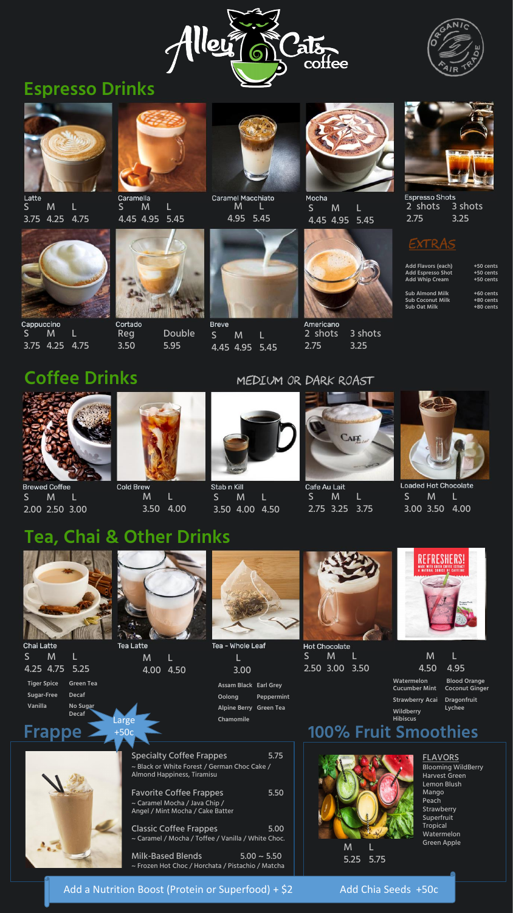# Alley Cats coffee

ORGANIC FAIR TRADE

## Espresso Drinks

| Drink | S | M | L |
| --- | --- | --- | --- |
| Latte | 3.75 | 4.25 | 4.75 |
| Caramella | 4.45 | 4.95 | 5.45 |
| Caramel Macchiato | | 4.95 | 5.45 |
| Mocha | 4.45 | 4.95 | 5.45 |
| Cappuccino | 3.75 | 4.25 | 4.75 |
| Breve | 4.45 | 4.95 | 5.45 |

| Drink | 2 shots | 3 shots |
| --- | --- | --- |
| Espresso Shots | 2.75 | 3.25 |
| Americano | 2.75 | 3.25 |

| Drink | Reg | Double |
| --- | --- | --- |
| Cortado | 3.50 | 5.95 |

### EXTRAS

| Extra | Price |
| --- | --- |
| Add Flavors (each) | +50 cents |
| Add Espresso Shot | +50 cents |
| Add Whip Cream | +50 cents |
| Sub Almond Milk | +60 cents |
| Sub Coconut Milk | +80 cents |
| Sub Oat Milk | +80 cents |

## Coffee Drinks

MEDIUM OR DARK ROAST

| Drink | S | M | L |
| --- | --- | --- | --- |
| Brewed Coffee | 2.00 | 2.50 | 3.00 |
| Cold Brew | | 3.50 | 4.00 |
| Stab n Kill | 3.50 | 4.00 | 4.50 |
| Cafe Au Lait | 2.75 | 3.25 | 3.75 |
| Loaded Hot Chocolate | 3.00 | 3.50 | 4.00 |

## Tea, Chai & Other Drinks

| Drink | S | M | L |
| --- | --- | --- | --- |
| Chai Latte | 4.25 | 4.75 | 5.25 |
| Tea Latte | | 4.00 | 4.50 |
| Tea - Whole Leaf | | | 3.00 |
| Hot Chocolate | 2.50 | 3.00 | 3.50 |
| Refreshers! | | 4.50 | 4.95 |

**Chai Latte:** Tiger Spice, Green Tea, Sugar-Free, Decaf, Vanilla, No Sugar Decaf

**Tea - Whole Leaf:** Assam Black, Earl Grey, Oolong, Peppermint, Alpine Berry, Green Tea, Chamomile

**REFRESHERS!** MADE WITH GREEN COFFEE EXTRACT A NATURAL SOURCE OF CAFFEINE

**Refreshers:** Watermelon Cucumber Mint, Blood Orange Coconut Ginger, Strawberry Acai, Dragonfruit Lychee, Wildberry Hibiscus

## Frappe

Large +50c

| Frappe | Price |
| --- | --- |
| Specialty Coffee Frappes ~ Black or White Forest / German Choc Cake / Almond Happiness, Tiramisu | 5.75 |
| Favorite Coffee Frappes ~ Caramel Mocha / Java Chip / Angel / Mint Mocha / Cake Batter | 5.50 |
| Classic Coffee Frappes ~ Caramel / Mocha / Toffee / Vanilla / White Choc. | 5.00 |
| Milk-Based Blends ~ Frozen Hot Choc / Horchata / Pistachio / Matcha | 5.00 ~ 5.50 |

## 100% Fruit Smoothies

| M | L |
| --- | --- |
| 5.25 | 5.75 |

**FLAVORS**

- Blooming WildBerry
- Harvest Green
- Lemon Blush
- Mango
- Peach
- Strawberry
- Superfruit
- Tropical
- Watermelon
- Green Apple

Add a Nutrition Boost (Protein or Superfood) + $2

Add Chia Seeds +50c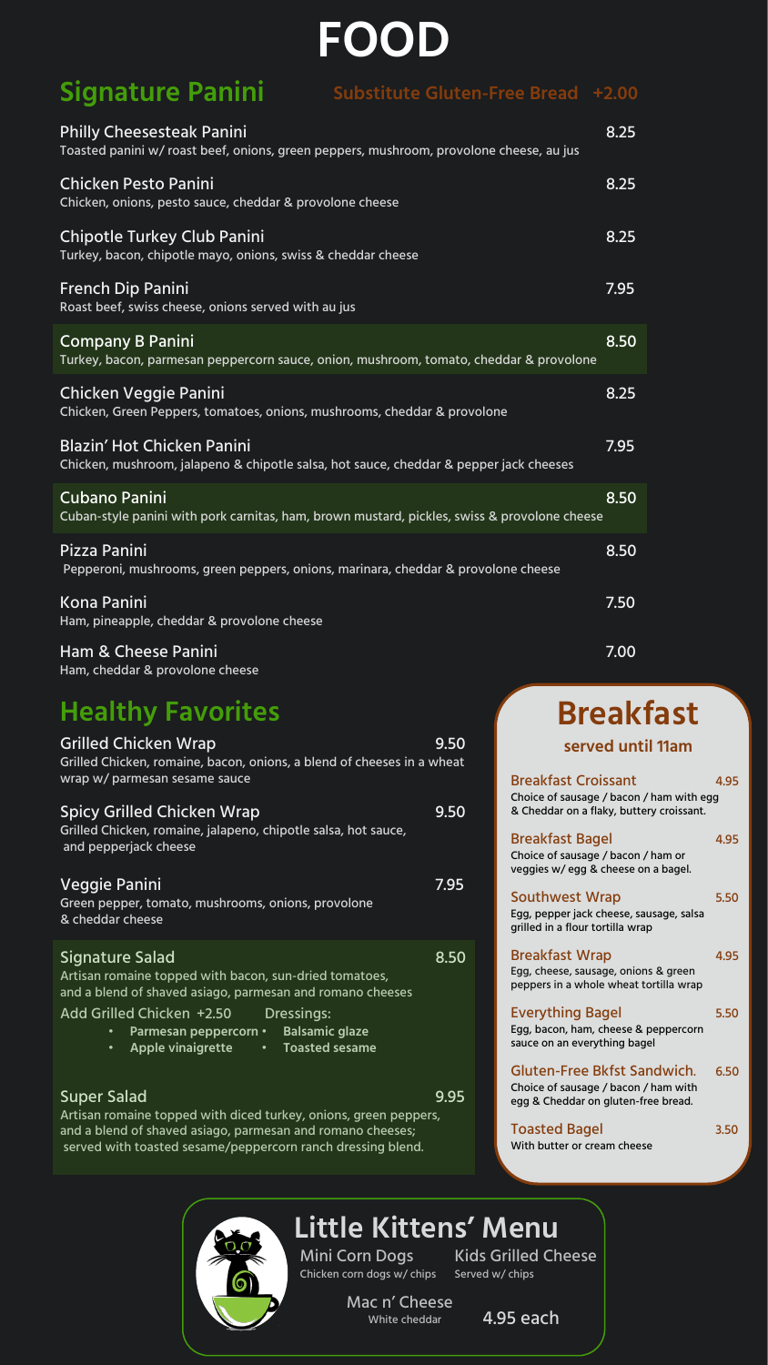# FOOD

## Signature Panini

**Substitute Gluten-Free Bread +2.00**

**Philly Cheesesteak Panini** 8.25
Toasted panini w/ roast beef, onions, green peppers, mushroom, provolone cheese, au jus

**Chicken Pesto Panini** 8.25
Chicken, onions, pesto sauce, cheddar & provolone cheese

**Chipotle Turkey Club Panini** 8.25
Turkey, bacon, chipotle mayo, onions, swiss & cheddar cheese

**French Dip Panini** 7.95
Roast beef, swiss cheese, onions served with au jus

**Company B Panini** 8.50
Turkey, bacon, parmesan peppercorn sauce, onion, mushroom, tomato, cheddar & provolone

**Chicken Veggie Panini** 8.25
Chicken, Green Peppers, tomatoes, onions, mushrooms, cheddar & provolone

**Blazin' Hot Chicken Panini** 7.95
Chicken, mushroom, jalapeno & chipotle salsa, hot sauce, cheddar & pepper jack cheeses

**Cubano Panini** 8.50
Cuban-style panini with pork carnitas, ham, brown mustard, pickles, swiss & provolone cheese

**Pizza Panini** 8.50
Pepperoni, mushrooms, green peppers, onions, marinara, cheddar & provolone cheese

**Kona Panini** 7.50
Ham, pineapple, cheddar & provolone cheese

**Ham & Cheese Panini** 7.00
Ham, cheddar & provolone cheese

## Healthy Favorites

**Grilled Chicken Wrap** 9.50
Grilled Chicken, romaine, bacon, onions, a blend of cheeses in a wheat wrap w/ parmesan sesame sauce

**Spicy Grilled Chicken Wrap** 9.50
Grilled Chicken, romaine, jalapeno, chipotle salsa, hot sauce, and pepperjack cheese

**Veggie Panini** 7.95
Green pepper, tomato, mushrooms, onions, provolone & cheddar cheese

**Signature Salad** 8.50
Artisan romaine topped with bacon, sun-dried tomatoes, and a blend of shaved asiago, parmesan and romano cheeses

Add Grilled Chicken +2.50

Dressings:
- **Parmesan peppercorn**
- **Balsamic glaze**
- **Apple vinaigrette**
- **Toasted sesame**

**Super Salad** 9.95
Artisan romaine topped with diced turkey, onions, green peppers, and a blend of shaved asiago, parmesan and romano cheeses; served with toasted sesame/peppercorn ranch dressing blend.

## Breakfast

**served until 11am**

**Breakfast Croissant** 4.95
Choice of sausage / bacon / ham with egg & Cheddar on a flaky, buttery croissant.

**Breakfast Bagel** 4.95
Choice of sausage / bacon / ham or veggies w/ egg & cheese on a bagel.

**Southwest Wrap** 5.50
Egg, pepper jack cheese, sausage, salsa grilled in a flour tortilla wrap

**Breakfast Wrap** 4.95
Egg, cheese, sausage, onions & green peppers in a whole wheat tortilla wrap

**Everything Bagel** 5.50
Egg, bacon, ham, cheese & peppercorn sauce on an everything bagel

**Gluten-Free Bkfst Sandwich.** 6.50
Choice of sausage / bacon / ham with egg & Cheddar on gluten-free bread.

**Toasted Bagel** 3.50
With butter or cream cheese

## Little Kittens' Menu

**Mini Corn Dogs**
Chicken corn dogs w/ chips

**Kids Grilled Cheese**
Served w/ chips

**Mac n' Cheese**
White cheddar

4.95 each